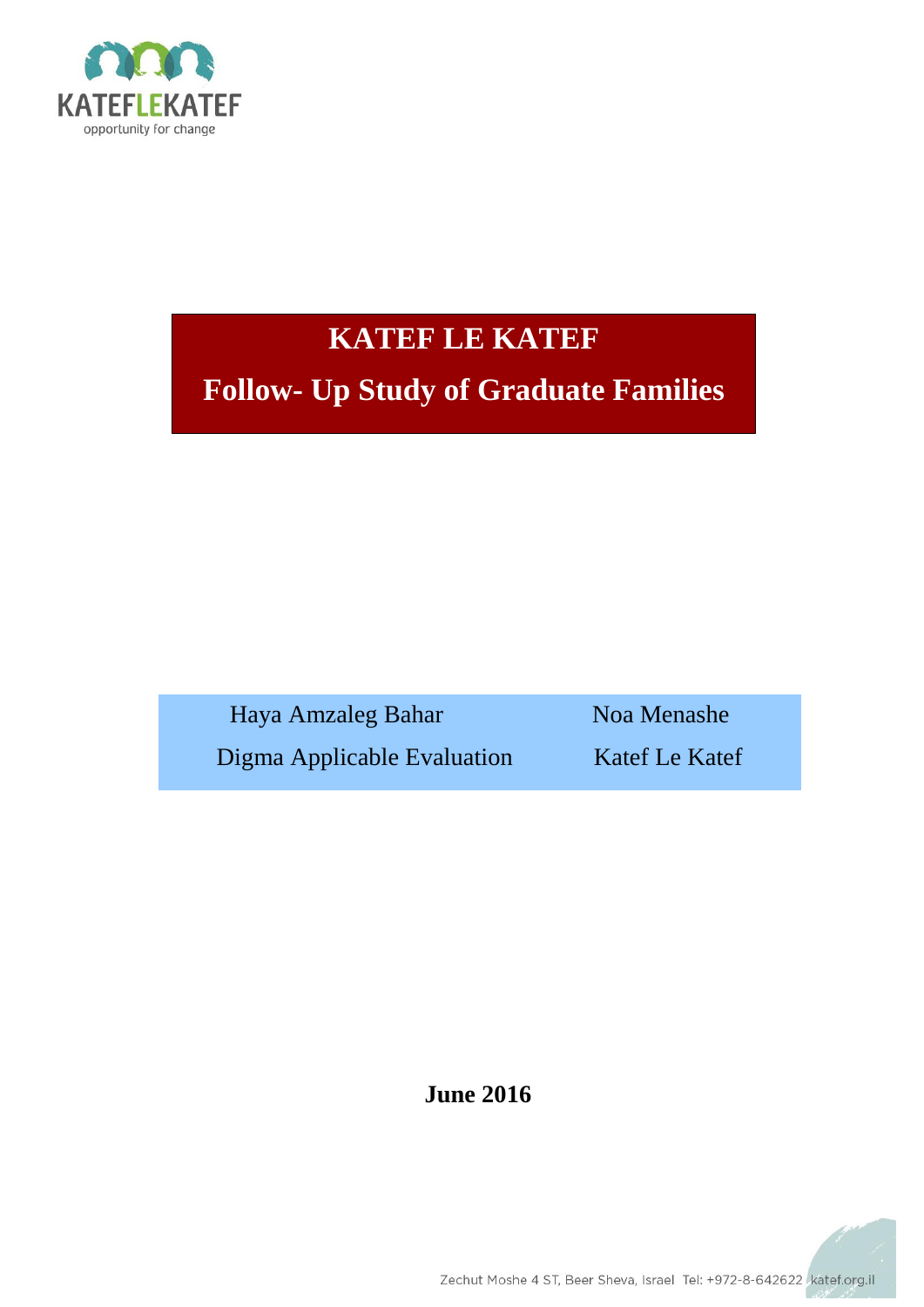KATEFLEKATEF

opportunity for change

# KATEF LE KATEF

## Follow- Up Study of Graduate Families

| Haya Amzaleg Bahar | Noa Menashe |
|---|---|
| Digma Applicable Evaluation | Katef Le Katef |

**June 2016**

Zechut Moshe 4 ST, Beer Sheva, Israel Tel: +972-8-642622 katef.org.il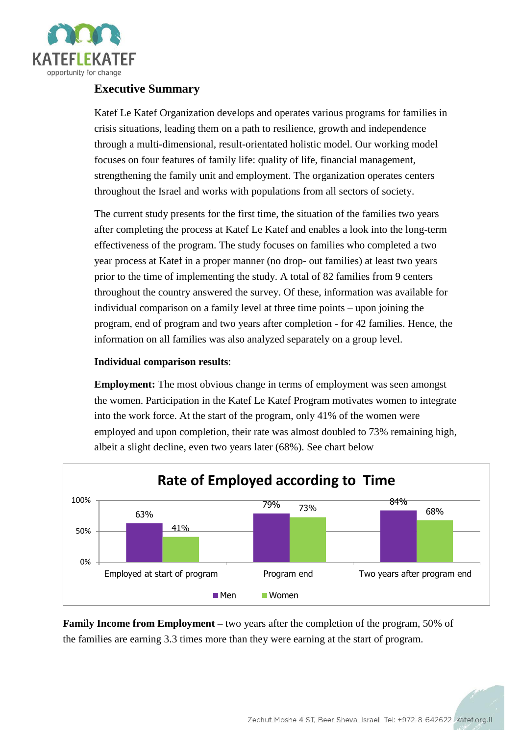## Executive Summary

Katef Le Katef Organization develops and operates various programs for families in crisis situations, leading them on a path to resilience, growth and independence through a multi-dimensional, result-orientated holistic model. Our working model focuses on four features of family life: quality of life, financial management, strengthening the family unit and employment. The organization operates centers throughout the Israel and works with populations from all sectors of society.

The current study presents for the first time, the situation of the families two years after completing the process at Katef Le Katef and enables a look into the long-term effectiveness of the program. The study focuses on families who completed a two year process at Katef in a proper manner (no drop- out families) at least two years prior to the time of implementing the study. A total of 82 families from 9 centers throughout the country answered the survey. Of these, information was available for individual comparison on a family level at three time points – upon joining the program, end of program and two years after completion - for 42 families. Hence, the information on all families was also analyzed separately on a group level.

**Individual comparison results**:

**Employment:** The most obvious change in terms of employment was seen amongst the women. Participation in the Katef Le Katef Program motivates women to integrate into the work force. At the start of the program, only 41% of the women were employed and upon completion, their rate was almost doubled to 73% remaining high, albeit a slight decline, even two years later (68%). See chart below

**Rate of Employed according to Time**

| | Men | Women |
|---|---|---|
| Employed at start of program | 63% | 41% |
| Program end | 79% | 73% |
| Two years after program end | 84% | 68% |

**Family Income from Employment** – two years after the completion of the program, 50% of the families are earning 3.3 times more than they were earning at the start of program.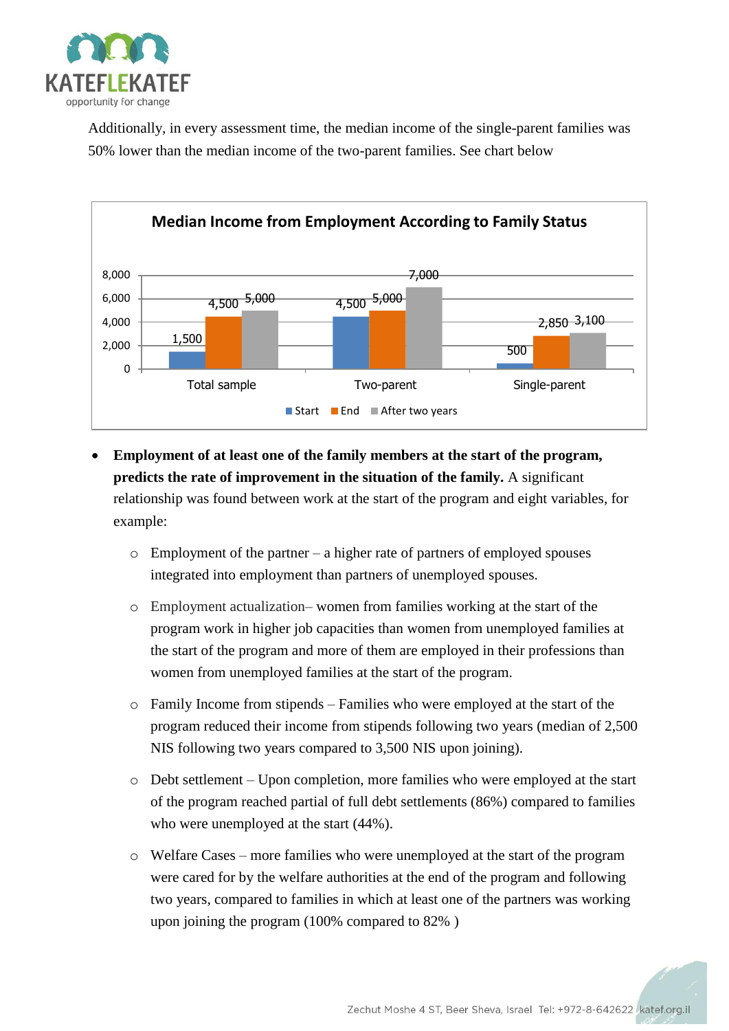Additionally, in every assessment time, the median income of the single-parent families was 50% lower than the median income of the two-parent families. See chart below

**Median Income from Employment According to Family Status**

| | Start | End | After two years |
|---|---|---|---|
| Total sample | 1,500 | 4,500 | 5,000 |
| Two-parent | 4,500 | 5,000 | 7,000 |
| Single-parent | 500 | 2,850 | 3,100 |

- **Employment of at least one of the family members at the start of the program, predicts the rate of improvement in the situation of the family.** A significant relationship was found between work at the start of the program and eight variables, for example:
  - Employment of the partner – a higher rate of partners of employed spouses integrated into employment than partners of unemployed spouses.
  - Employment actualization– women from families working at the start of the program work in higher job capacities than women from unemployed families at the start of the program and more of them are employed in their professions than women from unemployed families at the start of the program.
  - Family Income from stipends – Families who were employed at the start of the program reduced their income from stipends following two years (median of 2,500 NIS following two years compared to 3,500 NIS upon joining).
  - Debt settlement – Upon completion, more families who were employed at the start of the program reached partial of full debt settlements (86%) compared to families who were unemployed at the start (44%).
  - Welfare Cases – more families who were unemployed at the start of the program were cared for by the welfare authorities at the end of the program and following two years, compared to families in which at least one of the partners was working upon joining the program (100% compared to 82% )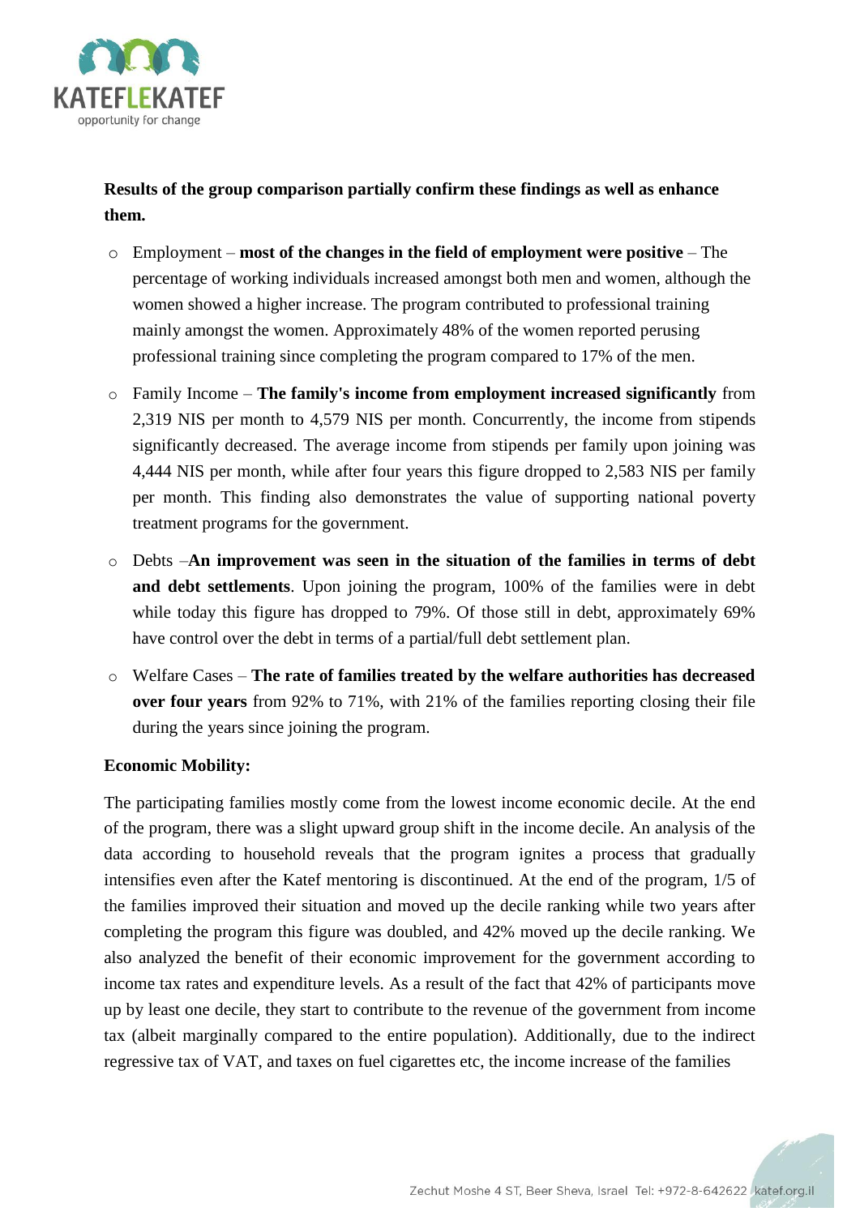**Results of the group comparison partially confirm these findings as well as enhance them.**

- Employment – **most of the changes in the field of employment were positive** – The percentage of working individuals increased amongst both men and women, although the women showed a higher increase. The program contributed to professional training mainly amongst the women. Approximately 48% of the women reported perusing professional training since completing the program compared to 17% of the men.
- Family Income – **The family's income from employment increased significantly** from 2,319 NIS per month to 4,579 NIS per month. Concurrently, the income from stipends significantly decreased. The average income from stipends per family upon joining was 4,444 NIS per month, while after four years this figure dropped to 2,583 NIS per family per month. This finding also demonstrates the value of supporting national poverty treatment programs for the government.
- Debts –**An improvement was seen in the situation of the families in terms of debt and debt settlements**. Upon joining the program, 100% of the families were in debt while today this figure has dropped to 79%. Of those still in debt, approximately 69% have control over the debt in terms of a partial/full debt settlement plan.
- Welfare Cases – **The rate of families treated by the welfare authorities has decreased over four years** from 92% to 71%, with 21% of the families reporting closing their file during the years since joining the program.

**Economic Mobility:**

The participating families mostly come from the lowest income economic decile. At the end of the program, there was a slight upward group shift in the income decile. An analysis of the data according to household reveals that the program ignites a process that gradually intensifies even after the Katef mentoring is discontinued. At the end of the program, 1/5 of the families improved their situation and moved up the decile ranking while two years after completing the program this figure was doubled, and 42% moved up the decile ranking. We also analyzed the benefit of their economic improvement for the government according to income tax rates and expenditure levels. As a result of the fact that 42% of participants move up by least one decile, they start to contribute to the revenue of the government from income tax (albeit marginally compared to the entire population). Additionally, due to the indirect regressive tax of VAT, and taxes on fuel cigarettes etc, the income increase of the families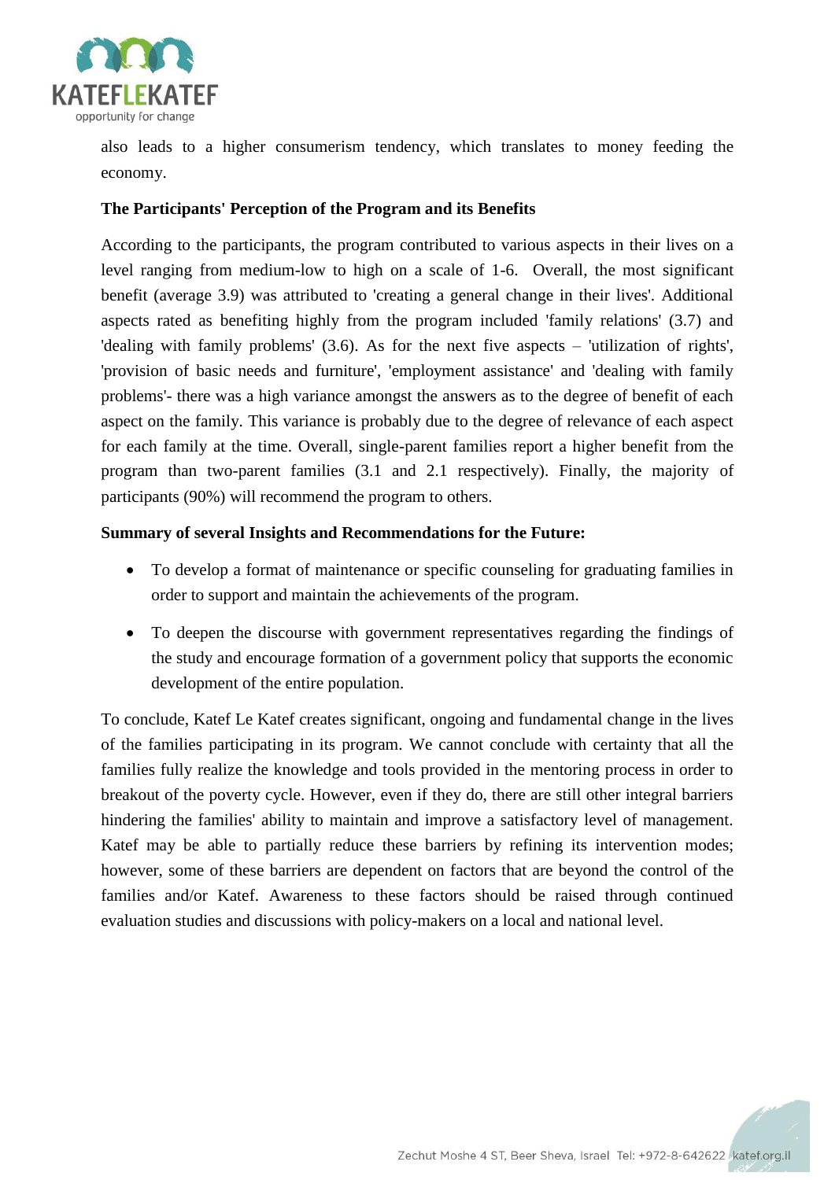also leads to a higher consumerism tendency, which translates to money feeding the economy.

**The Participants' Perception of the Program and its Benefits**

According to the participants, the program contributed to various aspects in their lives on a level ranging from medium-low to high on a scale of 1-6. Overall, the most significant benefit (average 3.9) was attributed to 'creating a general change in their lives'. Additional aspects rated as benefiting highly from the program included 'family relations' (3.7) and 'dealing with family problems' (3.6). As for the next five aspects – 'utilization of rights', 'provision of basic needs and furniture', 'employment assistance' and 'dealing with family problems'- there was a high variance amongst the answers as to the degree of benefit of each aspect on the family. This variance is probably due to the degree of relevance of each aspect for each family at the time. Overall, single-parent families report a higher benefit from the program than two-parent families (3.1 and 2.1 respectively). Finally, the majority of participants (90%) will recommend the program to others.

**Summary of several Insights and Recommendations for the Future:**

- To develop a format of maintenance or specific counseling for graduating families in order to support and maintain the achievements of the program.
- To deepen the discourse with government representatives regarding the findings of the study and encourage formation of a government policy that supports the economic development of the entire population.

To conclude, Katef Le Katef creates significant, ongoing and fundamental change in the lives of the families participating in its program. We cannot conclude with certainty that all the families fully realize the knowledge and tools provided in the mentoring process in order to breakout of the poverty cycle. However, even if they do, there are still other integral barriers hindering the families' ability to maintain and improve a satisfactory level of management. Katef may be able to partially reduce these barriers by refining its intervention modes; however, some of these barriers are dependent on factors that are beyond the control of the families and/or Katef. Awareness to these factors should be raised through continued evaluation studies and discussions with policy-makers on a local and national level.